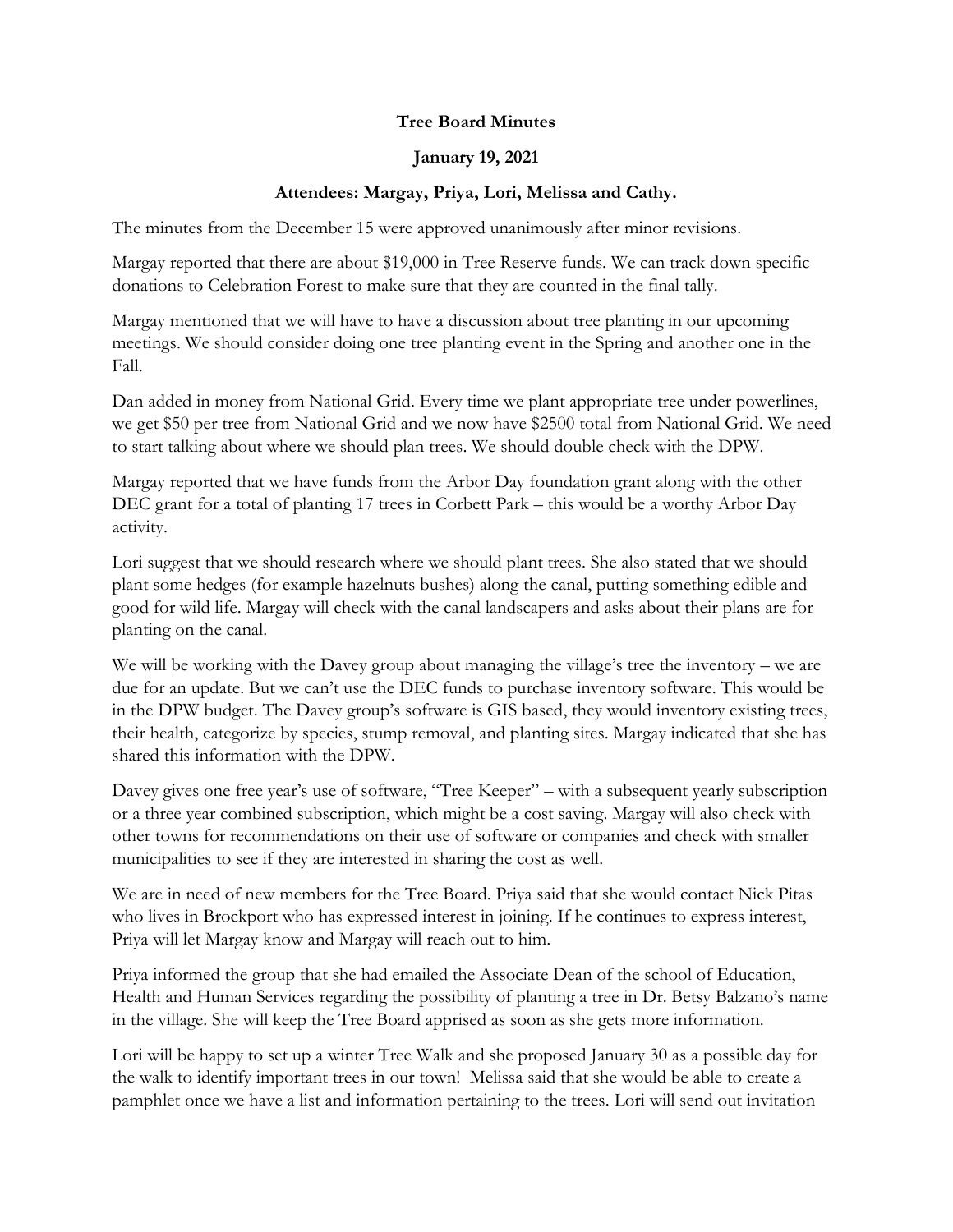**Tree Board Minutes**

**January 19, 2021**

**Attendees: Margay, Priya, Lori, Melissa and Cathy.**

The minutes from the December 15 were approved unanimously after minor revisions.

Margay reported that there are about $19,000 in Tree Reserve funds. We can track down specific donations to Celebration Forest to make sure that they are counted in the final tally.

Margay mentioned that we will have to have a discussion about tree planting in our upcoming meetings. We should consider doing one tree planting event in the Spring and another one in the Fall.

Dan added in money from National Grid. Every time we plant appropriate tree under powerlines, we get $50 per tree from National Grid and we now have $2500 total from National Grid. We need to start talking about where we should plan trees. We should double check with the DPW.

Margay reported that we have funds from the Arbor Day foundation grant along with the other DEC grant for a total of planting 17 trees in Corbett Park – this would be a worthy Arbor Day activity.

Lori suggest that we should research where we should plant trees. She also stated that we should plant some hedges (for example hazelnuts bushes) along the canal, putting something edible and good for wild life. Margay will check with the canal landscapers and asks about their plans are for planting on the canal.

We will be working with the Davey group about managing the village's tree the inventory – we are due for an update. But we can't use the DEC funds to purchase inventory software. This would be in the DPW budget. The Davey group's software is GIS based, they would inventory existing trees, their health, categorize by species, stump removal, and planting sites. Margay indicated that she has shared this information with the DPW.

Davey gives one free year's use of software, "Tree Keeper" – with a subsequent yearly subscription or a three year combined subscription, which might be a cost saving. Margay will also check with other towns for recommendations on their use of software or companies and check with smaller municipalities to see if they are interested in sharing the cost as well.

We are in need of new members for the Tree Board. Priya said that she would contact Nick Pitas who lives in Brockport who has expressed interest in joining. If he continues to express interest, Priya will let Margay know and Margay will reach out to him.

Priya informed the group that she had emailed the Associate Dean of the school of Education, Health and Human Services regarding the possibility of planting a tree in Dr. Betsy Balzano's name in the village. She will keep the Tree Board apprised as soon as she gets more information.

Lori will be happy to set up a winter Tree Walk and she proposed January 30 as a possible day for the walk to identify important trees in our town! Melissa said that she would be able to create a pamphlet once we have a list and information pertaining to the trees. Lori will send out invitation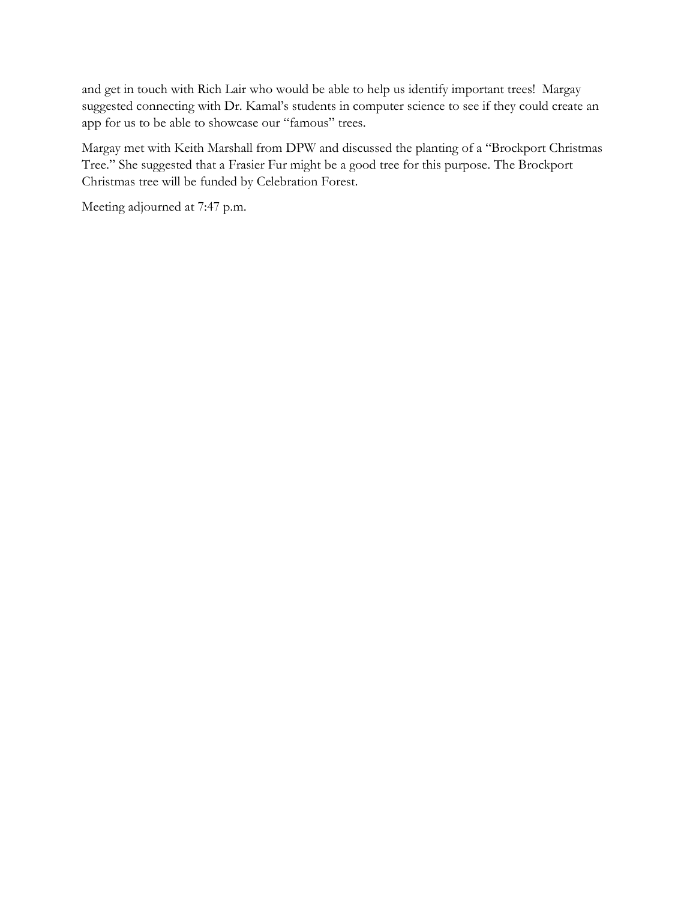and get in touch with Rich Lair who would be able to help us identify important trees! Margay suggested connecting with Dr. Kamal's students in computer science to see if they could create an app for us to be able to showcase our "famous" trees.

Margay met with Keith Marshall from DPW and discussed the planting of a "Brockport Christmas Tree." She suggested that a Frasier Fur might be a good tree for this purpose. The Brockport Christmas tree will be funded by Celebration Forest.

Meeting adjourned at 7:47 p.m.